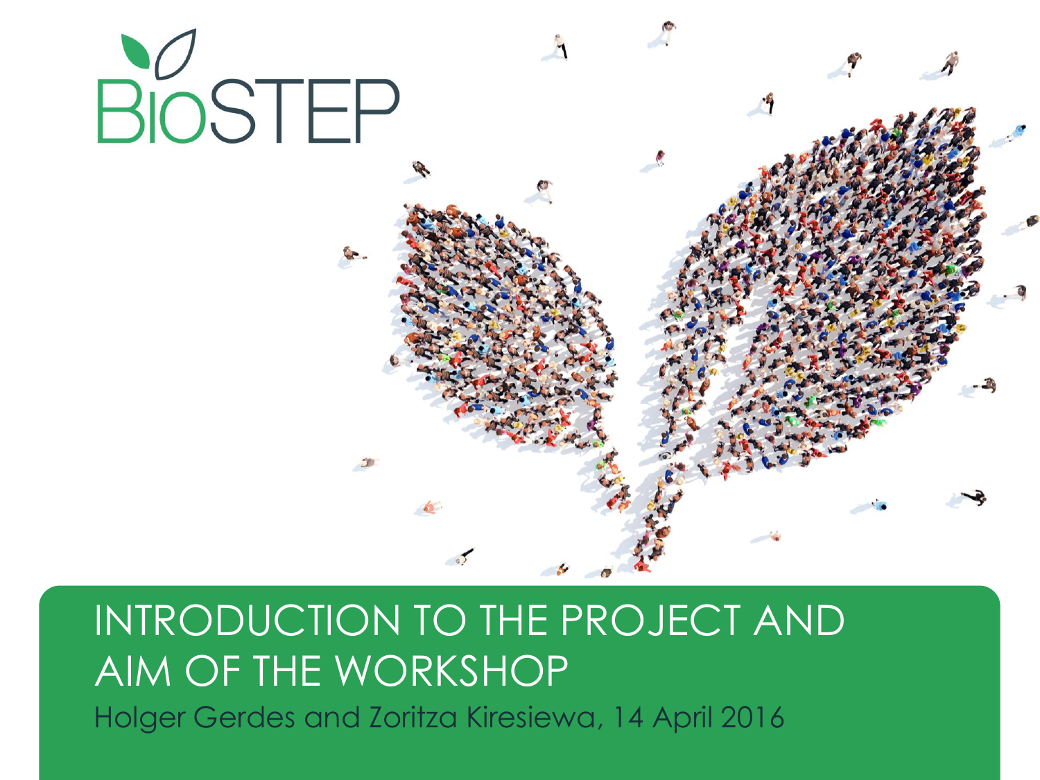BioSTEP

# INTRODUCTION TO THE PROJECT AND AIM OF THE WORKSHOP

Holger Gerdes and Zoritza Kiresiewa, 14 April 2016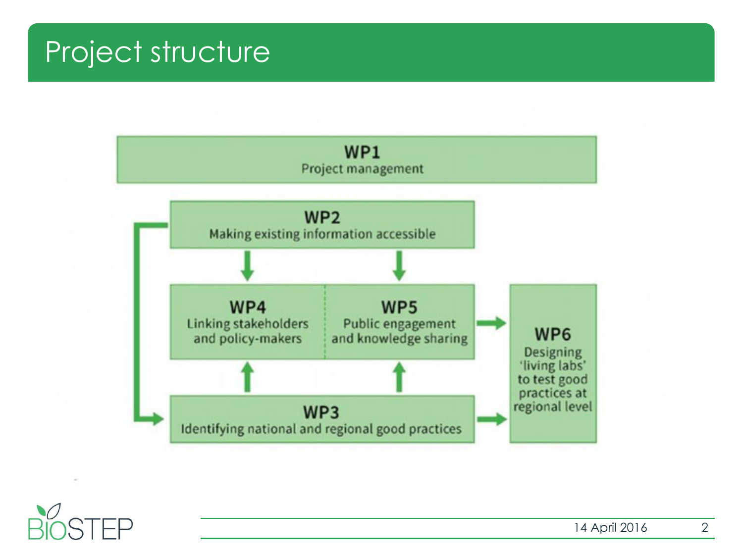# Project structure

**WP1**
Project management

**WP2**
Making existing information accessible

**WP4**
Linking stakeholders and policy-makers

**WP5**
Public engagement and knowledge sharing

**WP3**
Identifying national and regional good practices

**WP6**
Designing 'living labs' to test good practices at regional level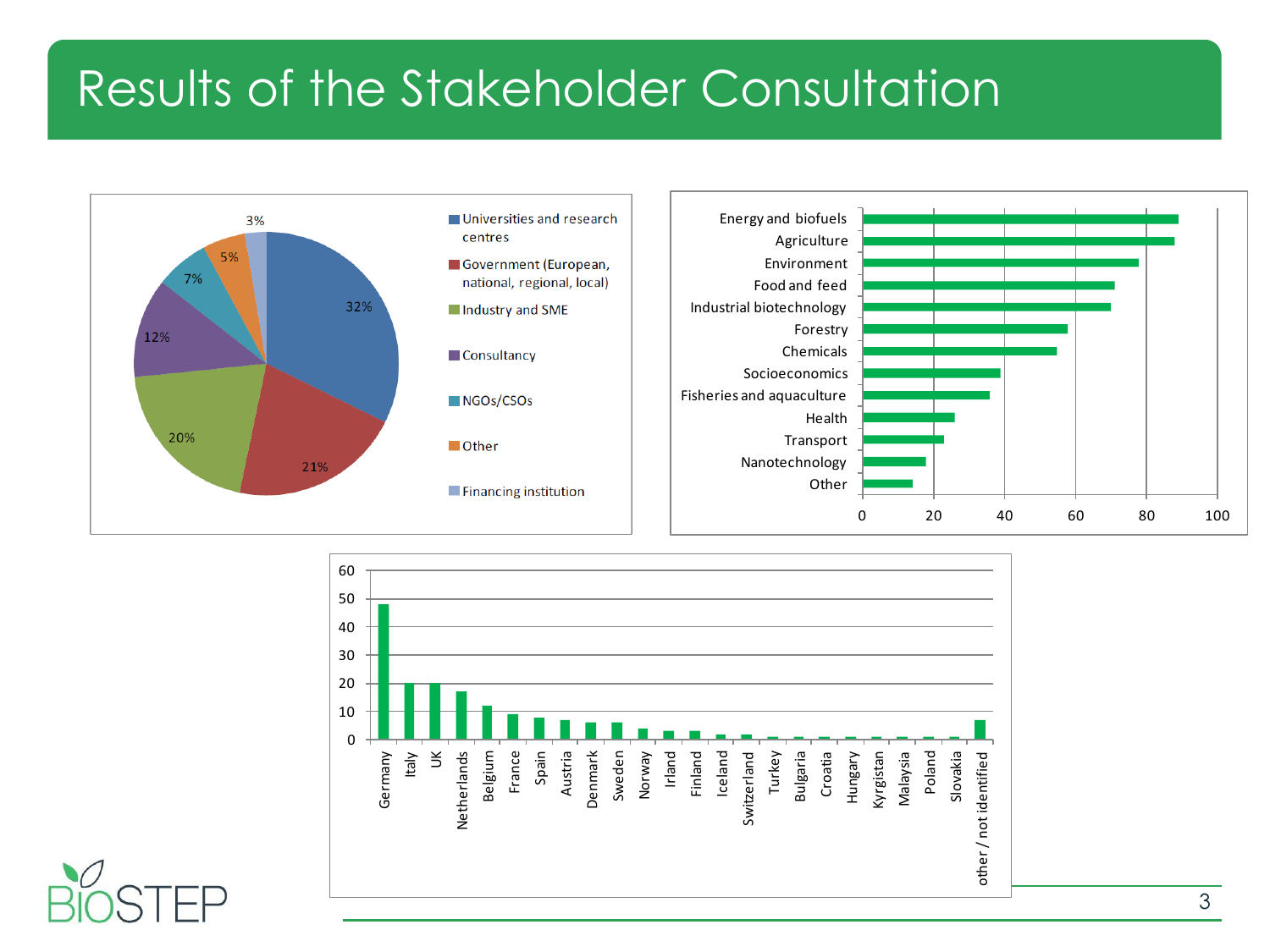# Results of the Stakeholder Consultation

| Stakeholder type | Share |
|---|---|
| Universities and research centres | 32% |
| Government (European, national, regional, local) | 21% |
| Industry and SME | 20% |
| Consultancy | 12% |
| NGOs/CSOs | 7% |
| Other | 5% |
| Financing institution | 3% |

| Sector | Approx. count |
|---|---|
| Energy and biofuels | 89 |
| Agriculture | 88 |
| Environment | 78 |
| Food and feed | 71 |
| Industrial biotechnology | 70 |
| Forestry | 58 |
| Chemicals | 55 |
| Socioeconomics | 39 |
| Fisheries and aquaculture | 36 |
| Health | 26 |
| Transport | 23 |
| Nanotechnology | 18 |
| Other | 14 |

| Country | Approx. count |
|---|---|
| Germany | 48 |
| Italy | 20 |
| UK | 20 |
| Netherlands | 17 |
| Belgium | 12 |
| France | 9 |
| Spain | 8 |
| Austria | 7 |
| Denmark | 6 |
| Sweden | 6 |
| Norway | 4 |
| Irland | 3 |
| Finland | 3 |
| Iceland | 2 |
| Switzerland | 2 |
| Turkey | 1 |
| Bulgaria | 1 |
| Croatia | 1 |
| Hungary | 1 |
| Kyrgistan | 1 |
| Malaysia | 1 |
| Poland | 1 |
| Slovakia | 1 |
| other / not identified | 7 |

BIOSTEP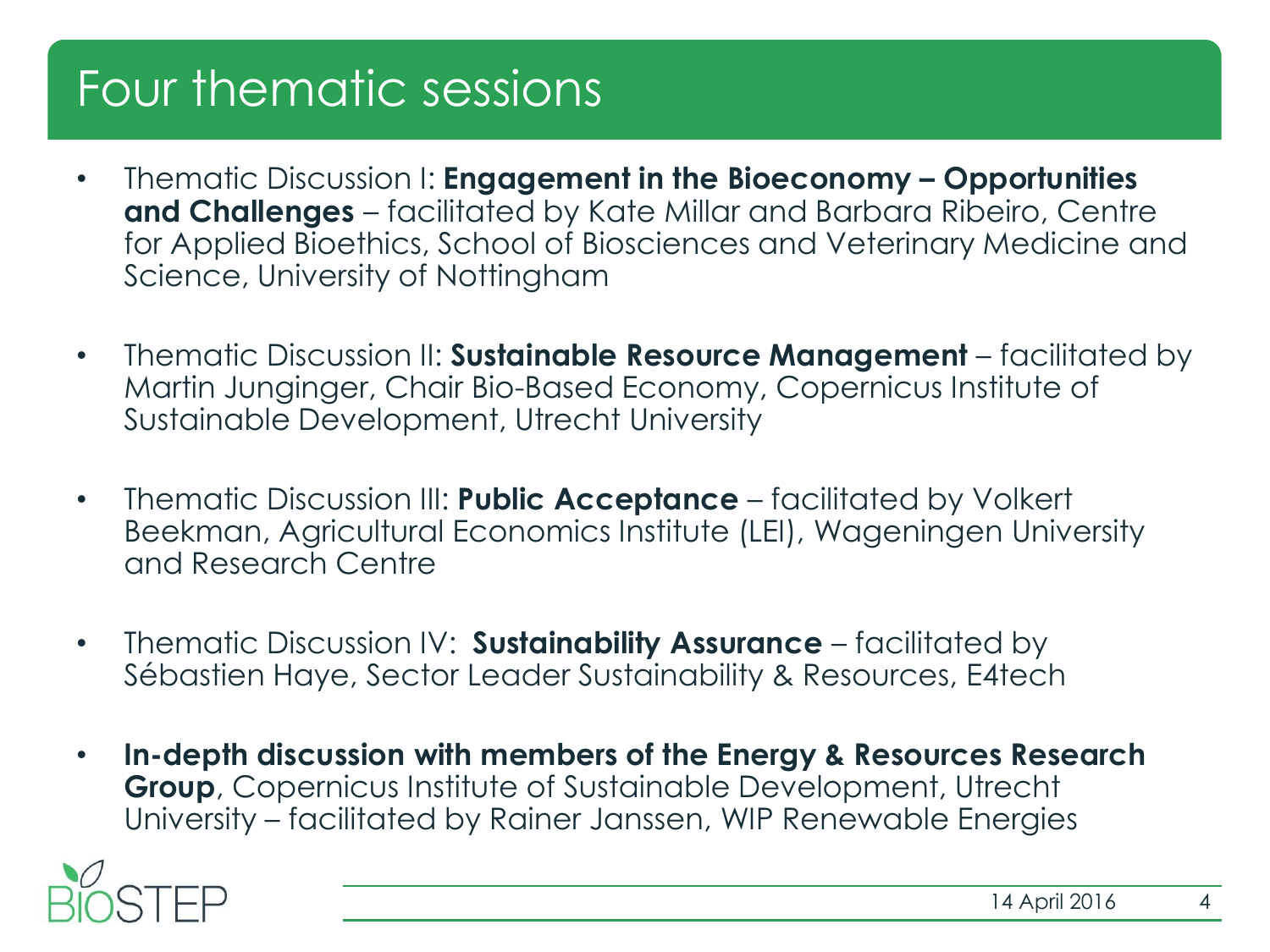# Four thematic sessions

- Thematic Discussion I: **Engagement in the Bioeconomy – Opportunities and Challenges** – facilitated by Kate Millar and Barbara Ribeiro, Centre for Applied Bioethics, School of Biosciences and Veterinary Medicine and Science, University of Nottingham

- Thematic Discussion II: **Sustainable Resource Management** – facilitated by Martin Junginger, Chair Bio-Based Economy, Copernicus Institute of Sustainable Development, Utrecht University

- Thematic Discussion III: **Public Acceptance** – facilitated by Volkert Beekman, Agricultural Economics Institute (LEI), Wageningen University and Research Centre

- Thematic Discussion IV: **Sustainability Assurance** – facilitated by Sébastien Haye, Sector Leader Sustainability & Resources, E4tech

- **In-depth discussion with members of the Energy & Resources Research Group**, Copernicus Institute of Sustainable Development, Utrecht University – facilitated by Rainer Janssen, WIP Renewable Energies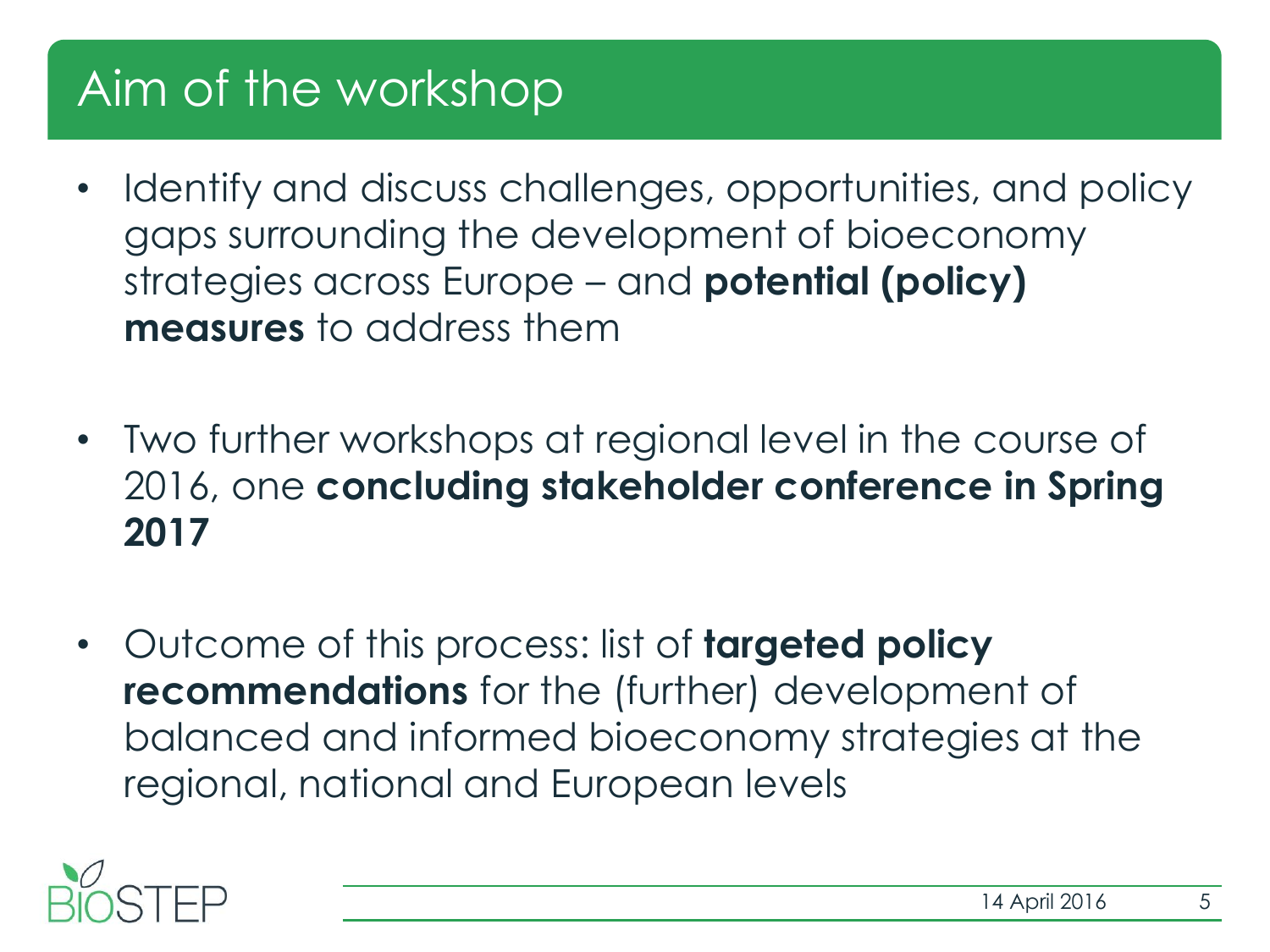# Aim of the workshop

- Identify and discuss challenges, opportunities, and policy gaps surrounding the development of bioeconomy strategies across Europe – and **potential (policy) measures** to address them

- Two further workshops at regional level in the course of 2016, one **concluding stakeholder conference in Spring 2017**

- Outcome of this process: list of **targeted policy recommendations** for the (further) development of balanced and informed bioeconomy strategies at the regional, national and European levels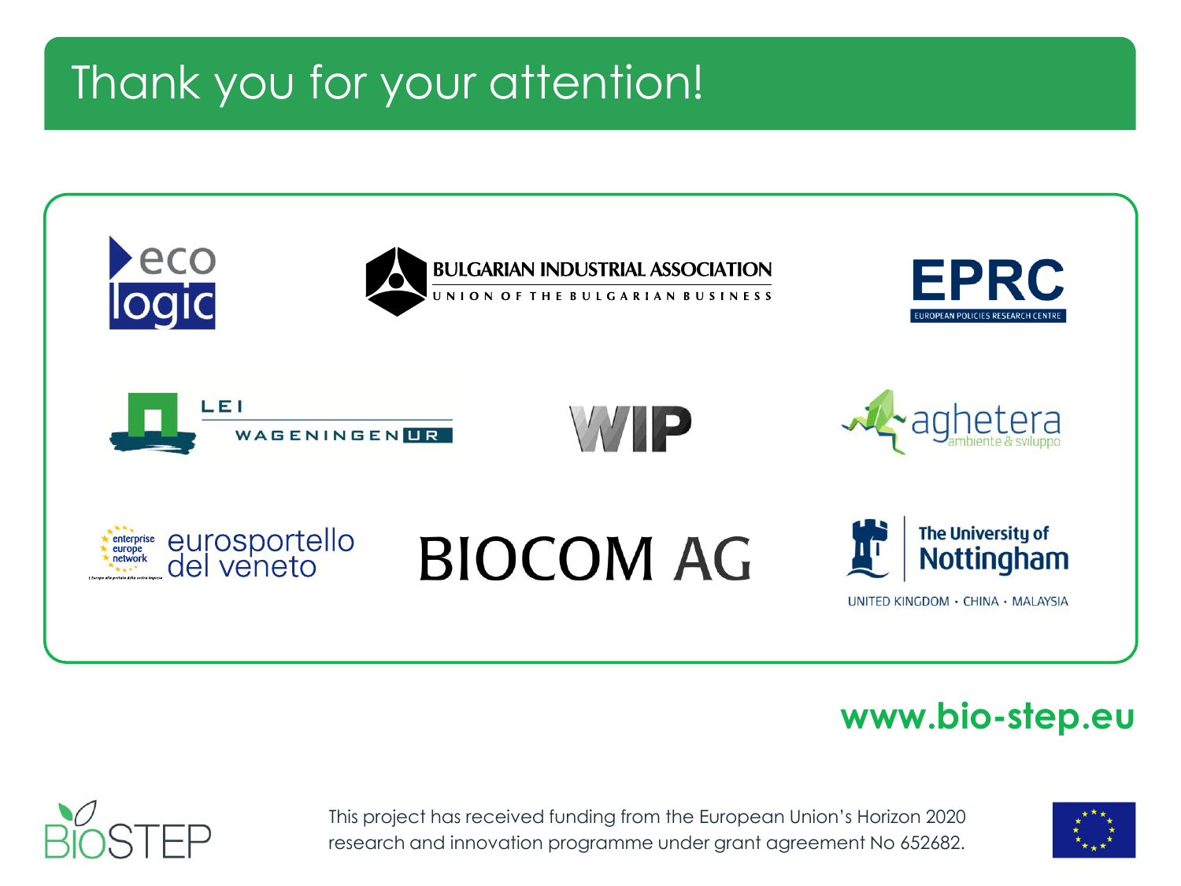# Thank you for your attention!

eco logic

BULGARIAN INDUSTRIAL ASSOCIATION
UNION OF THE BULGARIAN BUSINESS

EPRC
EUROPEAN POLICIES RESEARCH CENTRE

LEI WAGENINGEN UR

WIP

aghetera
ambiente & sviluppo

enterprise europe network
eurosportello del veneto

BIOCOM AG

The University of Nottingham
UNITED KINGDOM · CHINA · MALAYSIA

**www.bio-step.eu**

BIOSTEP

This project has received funding from the European Union's Horizon 2020 research and innovation programme under grant agreement No 652682.